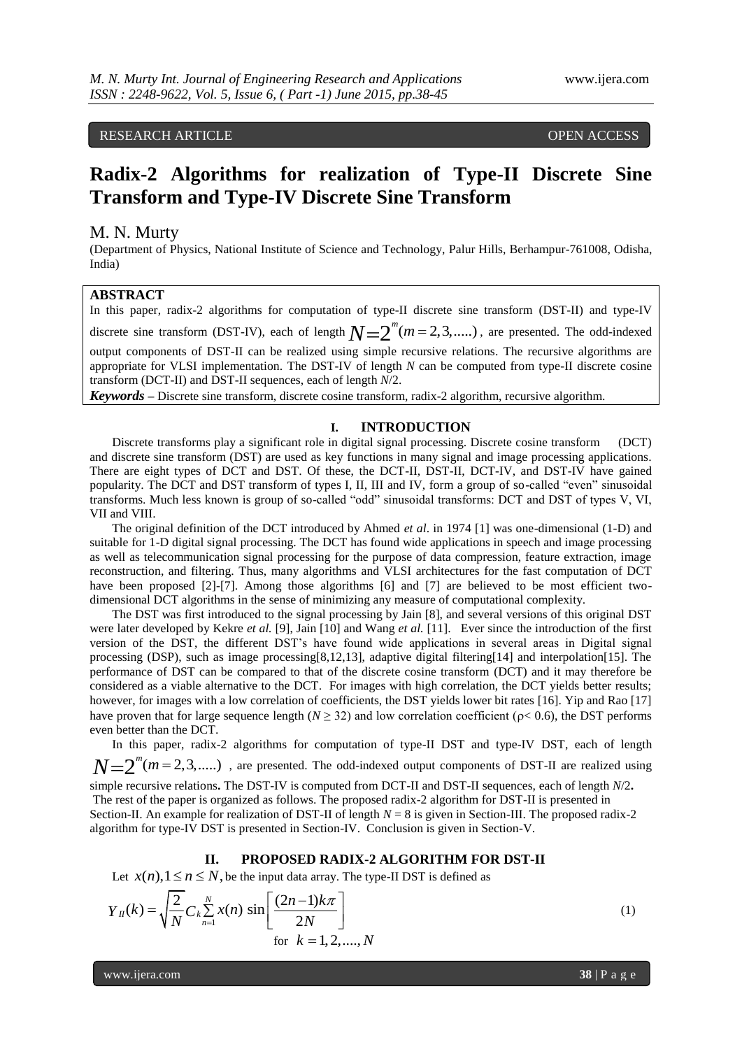RESEARCH ARTICLE OPEN ACCESS

# Radix-2 Algorithms for realization of Type-II Discrete Sine Transform and Type-IV Discrete Sine Transform

M. N. Murty

(Department of Physics, National Institute of Science and Technology, Palur Hills, Berhampur-761008, Odisha, India)

## ABSTRACT

In this paper, radix-2 algorithms for computation of type-II discrete sine transform (DST-II) and type-IV discrete sine transform (DST-IV), each of length $N = 2^m (m = 2,3,.....)$, are presented. The odd-indexed output components of DST-II can be realized using simple recursive relations. The recursive algorithms are appropriate for VLSI implementation. The DST-IV of length $N$ can be computed from type-II discrete cosine transform (DCT-II) and DST-II sequences, each of length $N$/2.

***Keywords*** – Discrete sine transform, discrete cosine transform, radix-2 algorithm, recursive algorithm.

## I. INTRODUCTION

Discrete transforms play a significant role in digital signal processing. Discrete cosine transform (DCT) and discrete sine transform (DST) are used as key functions in many signal and image processing applications. There are eight types of DCT and DST. Of these, the DCT-II, DST-II, DCT-IV, and DST-IV have gained popularity. The DCT and DST transform of types I, II, III and IV, form a group of so-called "even" sinusoidal transforms. Much less known is group of so-called "odd" sinusoidal transforms: DCT and DST of types V, VI, VII and VIII.

The original definition of the DCT introduced by Ahmed *et al*. in 1974 [1] was one-dimensional (1-D) and suitable for 1-D digital signal processing. The DCT has found wide applications in speech and image processing as well as telecommunication signal processing for the purpose of data compression, feature extraction, image reconstruction, and filtering. Thus, many algorithms and VLSI architectures for the fast computation of DCT have been proposed [2]-[7]. Among those algorithms [6] and [7] are believed to be most efficient two-dimensional DCT algorithms in the sense of minimizing any measure of computational complexity.

The DST was first introduced to the signal processing by Jain [8], and several versions of this original DST were later developed by Kekre *et al.* [9], Jain [10] and Wang *et al.* [11]. Ever since the introduction of the first version of the DST, the different DST's have found wide applications in several areas in Digital signal processing (DSP), such as image processing[8,12,13], adaptive digital filtering[14] and interpolation[15]. The performance of DST can be compared to that of the discrete cosine transform (DCT) and it may therefore be considered as a viable alternative to the DCT. For images with high correlation, the DCT yields better results; however, for images with a low correlation of coefficients, the DST yields lower bit rates [16]. Yip and Rao [17] have proven that for large sequence length ($N \geq 32$) and low correlation coefficient ($\rho < 0.6$), the DST performs even better than the DCT.

In this paper, radix-2 algorithms for computation of type-II DST and type-IV DST, each of length $N = 2^m (m = 2,3,.....)$, are presented. The odd-indexed output components of DST-II are realized using simple recursive relations**.** The DST-IV is computed from DCT-II and DST-II sequences, each of length $N$/2**.** The rest of the paper is organized as follows. The proposed radix-2 algorithm for DST-II is presented in Section-II. An example for realization of DST-II of length $N = 8$ is given in Section-III. The proposed radix-2 algorithm for type-IV DST is presented in Section-IV. Conclusion is given in Section-V.

## II. PROPOSED RADIX-2 ALGORITHM FOR DST-II

Let $x(n), 1 \leq n \leq N$, be the input data array. The type-II DST is defined as

$$Y_{II}(k) = \sqrt{\frac{2}{N}} C_k \sum_{n=1}^{N} x(n) \sin\left[\frac{(2n-1)k\pi}{2N}\right] \tag{1}$$

$$\text{for } k = 1,2,....,N$$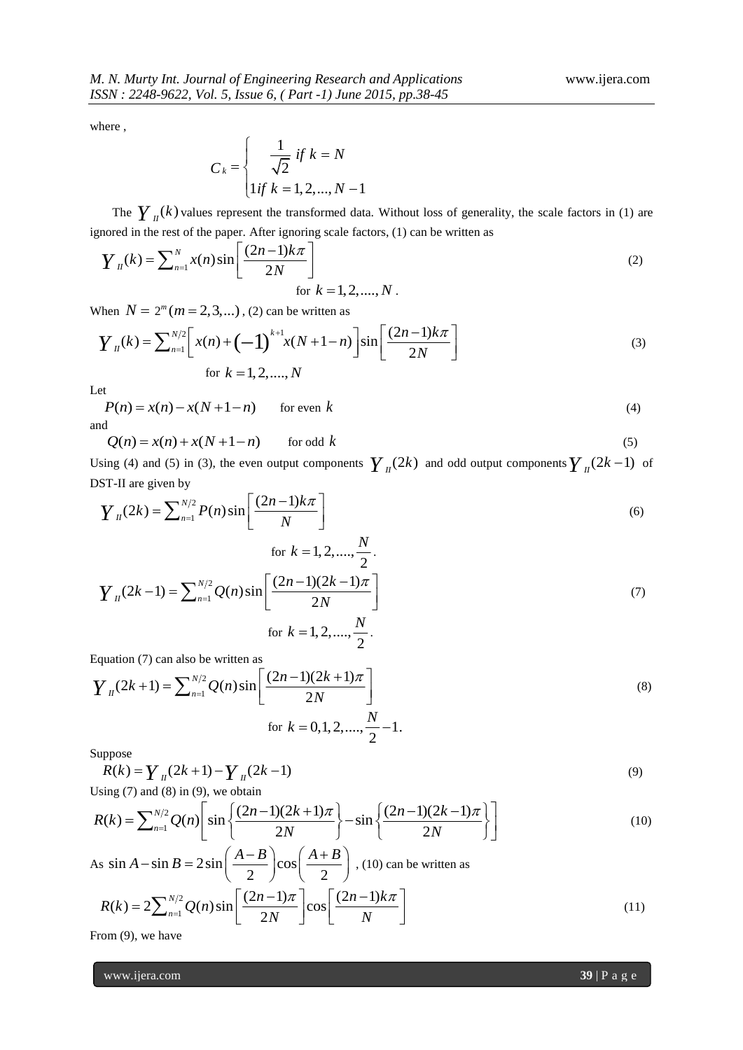where ,

$$C_k = \begin{cases} \dfrac{1}{\sqrt{2}} \ if \ k = N \\ 1 if \ k = 1, 2, ..., N-1 \end{cases}$$

The $Y_{II}(k)$ values represent the transformed data. Without loss of generality, the scale factors in (1) are ignored in the rest of the paper. After ignoring scale factors, (1) can be written as

$$Y_{II}(k) = \sum_{n=1}^{N} x(n) \sin\left[\frac{(2n-1)k\pi}{2N}\right] \tag{2}$$

for $k = 1, 2, ...., N$.

When $N = 2^m (m = 2, 3, ...)$, (2) can be written as

$$Y_{II}(k) = \sum_{n=1}^{N/2} \left[ x(n) + (-1)^{k+1} x(N+1-n) \right] \sin\left[\frac{(2n-1)k\pi}{2N}\right] \tag{3}$$

for $k = 1, 2, ...., N$

Let

$$P(n) = x(n) - x(N+1-n) \qquad \text{for even } k \tag{4}$$

and

$$Q(n) = x(n) + x(N+1-n) \qquad \text{for odd } k \tag{5}$$

Using (4) and (5) in (3), the even output components $Y_{II}(2k)$ and odd output components $Y_{II}(2k-1)$ of DST-II are given by

$$Y_{II}(2k) = \sum_{n=1}^{N/2} P(n) \sin\left[\frac{(2n-1)k\pi}{N}\right] \tag{6}$$

for $k = 1, 2, ...., \frac{N}{2}$.

$$Y_{II}(2k-1) = \sum_{n=1}^{N/2} Q(n) \sin\left[\frac{(2n-1)(2k-1)\pi}{2N}\right] \tag{7}$$

for $k = 1, 2, ...., \frac{N}{2}$.

Equation (7) can also be written as

$$Y_{II}(2k+1) = \sum_{n=1}^{N/2} Q(n) \sin\left[\frac{(2n-1)(2k+1)\pi}{2N}\right] \tag{8}$$

for $k = 0, 1, 2, ...., \frac{N}{2} - 1$.

Suppose

$$R(k) = Y_{II}(2k+1) - Y_{II}(2k-1) \tag{9}$$

Using (7) and (8) in (9), we obtain

$$R(k) = \sum_{n=1}^{N/2} Q(n) \left[ \sin\left\{\frac{(2n-1)(2k+1)\pi}{2N}\right\} - \sin\left\{\frac{(2n-1)(2k-1)\pi}{2N}\right\} \right] \tag{10}$$

As $\sin A - \sin B = 2\sin\left(\frac{A-B}{2}\right)\cos\left(\frac{A+B}{2}\right)$, (10) can be written as

$$R(k) = 2\sum_{n=1}^{N/2} Q(n) \sin\left[\frac{(2n-1)\pi}{2N}\right] \cos\left[\frac{(2n-1)k\pi}{N}\right] \tag{11}$$

From (9), we have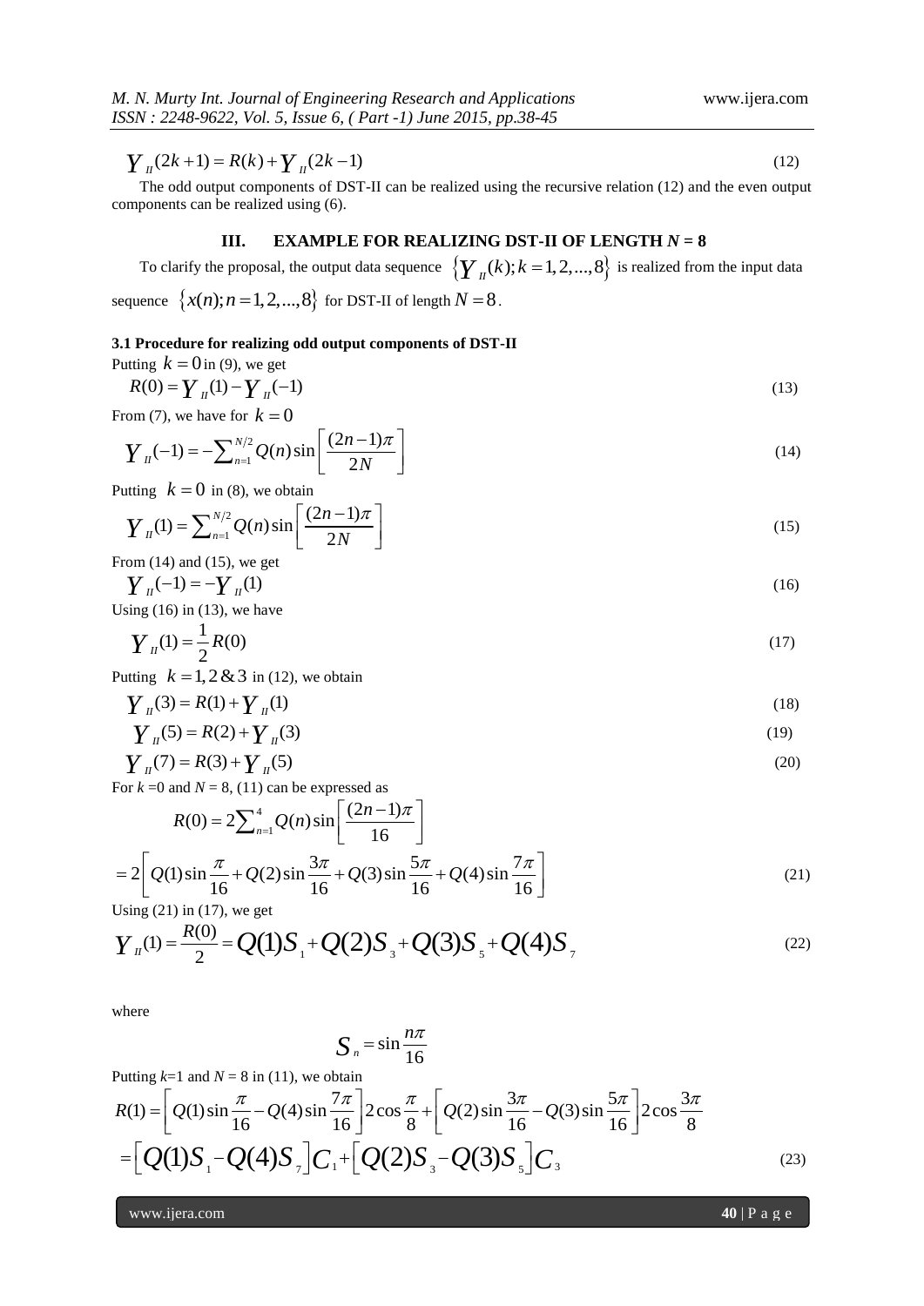$$Y_{II}(2k+1) = R(k) + Y_{II}(2k-1) \tag{12}$$

The odd output components of DST-II can be realized using the recursive relation (12) and the even output components can be realized using (6).

## III. EXAMPLE FOR REALIZING DST-II OF LENGTH *N* = 8

To clarify the proposal, the output data sequence $\{Y_{II}(k); k = 1, 2, ..., 8\}$ is realized from the input data sequence $\{x(n); n = 1, 2, ..., 8\}$ for DST-II of length $N = 8$.

### 3.1 Procedure for realizing odd output components of DST-II

Putting $k = 0$ in (9), we get

$$R(0) = Y_{II}(1) - Y_{II}(-1) \tag{13}$$

From (7), we have for $k = 0$

$$Y_{II}(-1) = -\sum_{n=1}^{N/2} Q(n) \sin\left[\frac{(2n-1)\pi}{2N}\right] \tag{14}$$

Putting $k = 0$ in (8), we obtain

$$Y_{II}(1) = \sum_{n=1}^{N/2} Q(n) \sin\left[\frac{(2n-1)\pi}{2N}\right] \tag{15}$$

From (14) and (15), we get

$$Y_{II}(-1) = -Y_{II}(1) \tag{16}$$

Using (16) in (13), we have

$$Y_{II}(1) = \frac{1}{2} R(0) \tag{17}$$

Putting $k = 1, 2 \,\&\, 3$ in (12), we obtain

$$Y_{II}(3) = R(1) + Y_{II}(1) \tag{18}$$

$$Y_{II}(5) = R(2) + Y_{II}(3) \tag{19}$$

$$Y_{II}(7) = R(3) + Y_{II}(5) \tag{20}$$

For $k = 0$ and $N = 8$, (11) can be expressed as

$$R(0) = 2\sum_{n=1}^{4} Q(n) \sin\left[\frac{(2n-1)\pi}{16}\right]$$

$$= 2\left[Q(1)\sin\frac{\pi}{16} + Q(2)\sin\frac{3\pi}{16} + Q(3)\sin\frac{5\pi}{16} + Q(4)\sin\frac{7\pi}{16}\right] \tag{21}$$

Using (21) in (17), we get

$$Y_{II}(1) = \frac{R(0)}{2} = Q(1)S_1 + Q(2)S_3 + Q(3)S_5 + Q(4)S_7 \tag{22}$$

where

$$S_n = \sin\frac{n\pi}{16}$$

Putting $k=1$ and $N = 8$ in (11), we obtain

$$R(1) = \left[Q(1)\sin\frac{\pi}{16} - Q(4)\sin\frac{7\pi}{16}\right] 2\cos\frac{\pi}{8} + \left[Q(2)\sin\frac{3\pi}{16} - Q(3)\sin\frac{5\pi}{16}\right] 2\cos\frac{3\pi}{8}$$

$$= \left[Q(1)S_1 - Q(4)S_7\right]C_1 + \left[Q(2)S_3 - Q(3)S_5\right]C_3 \tag{23}$$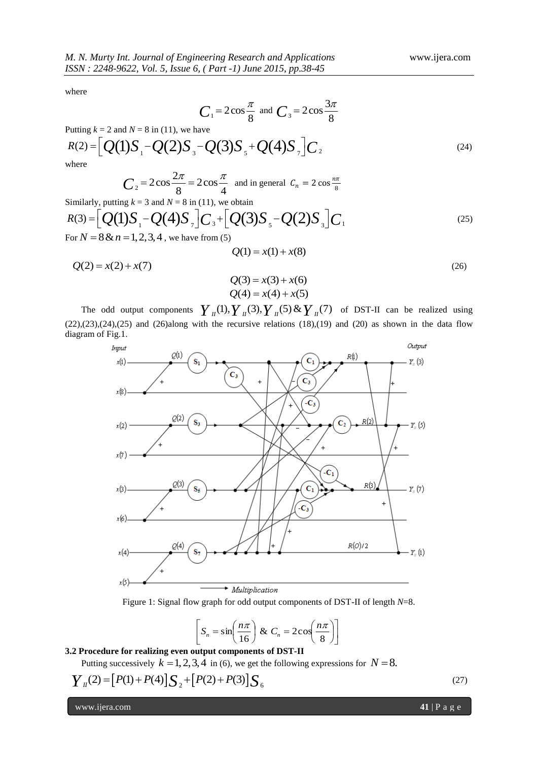where

$$C_1 = 2\cos\frac{\pi}{8} \text{ and } C_3 = 2\cos\frac{3\pi}{8}$$

Putting $k = 2$ and $N = 8$ in (11), we have

$$R(2) = \left[Q(1)S_1 - Q(2)S_3 - Q(3)S_5 + Q(4)S_7\right]C_2 \tag{24}$$

where

$$C_2 = 2\cos\frac{2\pi}{8} = 2\cos\frac{\pi}{4} \text{ and in general } C_n = 2\cos\frac{n\pi}{8}$$

Similarly, putting $k = 3$ and $N = 8$ in (11), we obtain

$$R(3) = \left[Q(1)S_1 - Q(4)S_7\right]C_3 + \left[Q(3)S_5 - Q(2)S_3\right]C_1 \tag{25}$$

For $N = 8 \,\&\, n = 1,2,3,4$, we have from (5)

$$Q(1) = x(1) + x(8)$$
$$Q(2) = x(2) + x(7) \tag{26}$$
$$Q(3) = x(3) + x(6)$$
$$Q(4) = x(4) + x(5)$$

The odd output components $Y_{II}(1), Y_{II}(3), Y_{II}(5) \,\&\, Y_{II}(7)$ of DST-II can be realized using (22),(23),(24),(25) and (26)along with the recursive relations (18),(19) and (20) as shown in the data flow diagram of Fig.1.

Figure 1: Signal flow graph for odd output components of DST-II of length $N$=8.

$$\left[S_n = \sin\left(\frac{n\pi}{16}\right) \,\&\, C_n = 2\cos\left(\frac{n\pi}{8}\right)\right]$$

### 3.2 Procedure for realizing even output components of DST-II

Putting successively $k = 1,2,3,4$ in (6), we get the following expressions for $N = 8$.

$$Y_{II}(2) = \left[P(1) + P(4)\right]S_2 + \left[P(2) + P(3)\right]S_6 \tag{27}$$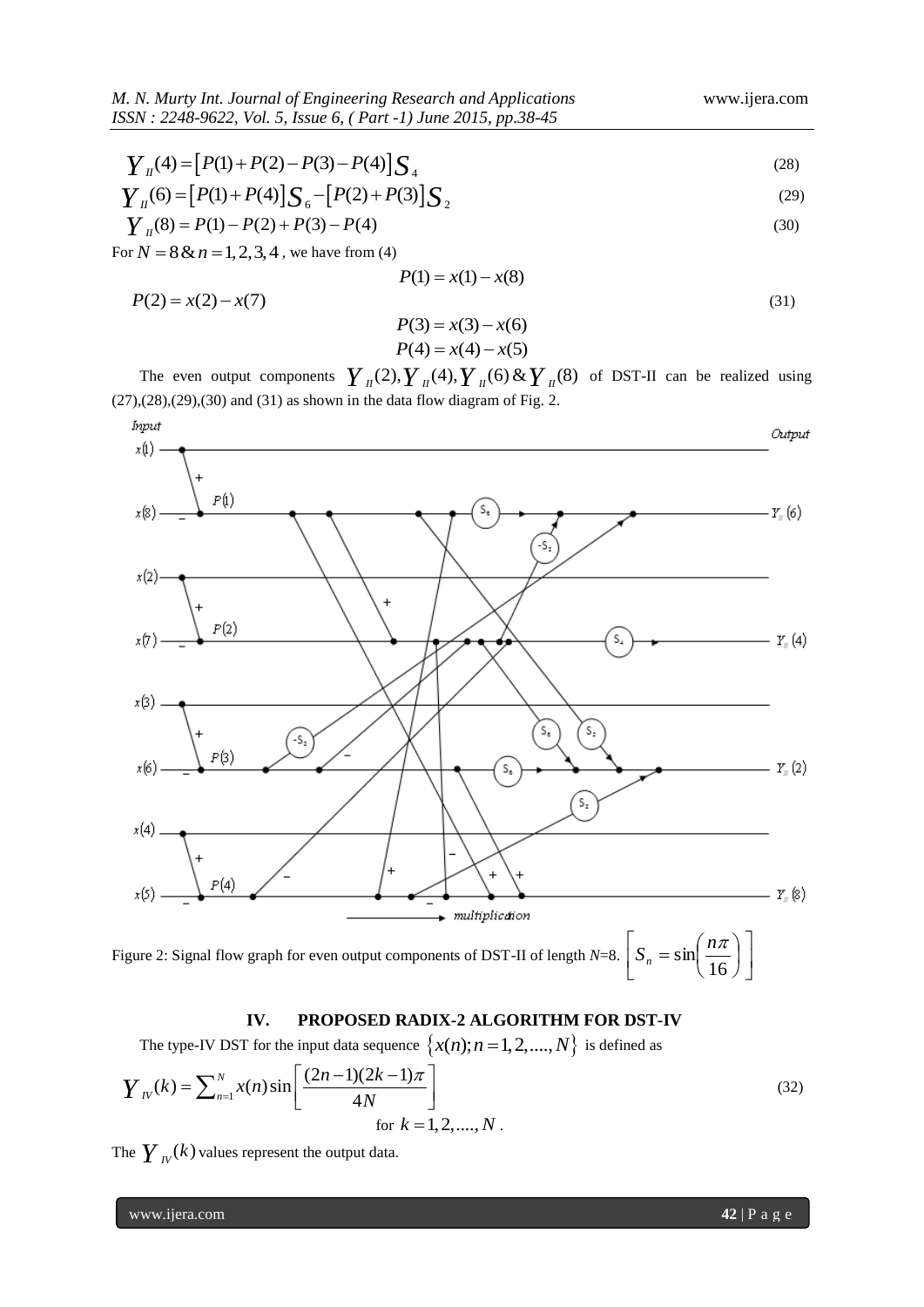$$Y_{II}(4) = [P(1) + P(2) - P(3) - P(4)]S_4 \tag{28}$$

$$Y_{II}(6) = [P(1) + P(4)]S_6 - [P(2) + P(3)]S_2 \tag{29}$$

$$Y_{II}(8) = P(1) - P(2) + P(3) - P(4) \tag{30}$$

For $N = 8 \,\&\, n = 1,2,3,4$, we have from (4)

$$P(1) = x(1) - x(8)$$

$$P(2) = x(2) - x(7) \tag{31}$$

$$P(3) = x(3) - x(6)$$

$$P(4) = x(4) - x(5)$$

The even output components $Y_{II}(2), Y_{II}(4), Y_{II}(6) \,\&\, Y_{II}(8)$ of DST-II can be realized using (27),(28),(29),(30) and (31) as shown in the data flow diagram of Fig. 2.

Figure 2: Signal flow graph for even output components of DST-II of length $N$=8. $\left[ S_n = \sin\left(\frac{n\pi}{16}\right) \right]$

## IV. PROPOSED RADIX-2 ALGORITHM FOR DST-IV

The type-IV DST for the input data sequence $\{x(n); n = 1,2,....,N\}$ is defined as

$$Y_{IV}(k) = \sum_{n=1}^{N} x(n) \sin\left[\frac{(2n-1)(2k-1)\pi}{4N}\right] \tag{32}$$

for $k = 1,2,....,N$.

The $Y_{IV}(k)$ values represent the output data.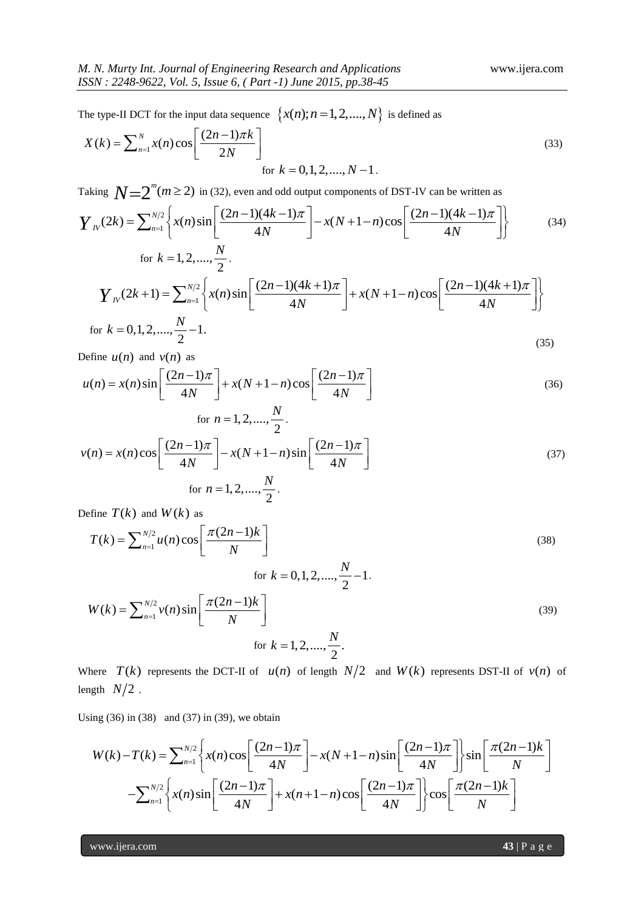The type-II DCT for the input data sequence $\{x(n); n=1,2,....,N\}$ is defined as

$$X(k)=\sum_{n=1}^{N} x(n)\cos\left[\frac{(2n-1)\pi k}{2N}\right] \tag{33}$$

for $k=0,1,2,....,N-1$.

Taking $N=2^m (m\geq 2)$ in (32), even and odd output components of DST-IV can be written as

$$Y_{IV}(2k)=\sum_{n=1}^{N/2}\left\{x(n)\sin\left[\frac{(2n-1)(4k-1)\pi}{4N}\right]-x(N+1-n)\cos\left[\frac{(2n-1)(4k-1)\pi}{4N}\right]\right\} \tag{34}$$

for $k=1,2,....,\frac{N}{2}$.

$$Y_{IV}(2k+1)=\sum_{n=1}^{N/2}\left\{x(n)\sin\left[\frac{(2n-1)(4k+1)\pi}{4N}\right]+x(N+1-n)\cos\left[\frac{(2n-1)(4k+1)\pi}{4N}\right]\right\}$$

for $k=0,1,2,....,\frac{N}{2}-1$. (35)

Define $u(n)$ and $v(n)$ as

$$u(n)=x(n)\sin\left[\frac{(2n-1)\pi}{4N}\right]+x(N+1-n)\cos\left[\frac{(2n-1)\pi}{4N}\right] \tag{36}$$

for $n=1,2,....,\frac{N}{2}$.

$$v(n)=x(n)\cos\left[\frac{(2n-1)\pi}{4N}\right]-x(N+1-n)\sin\left[\frac{(2n-1)\pi}{4N}\right] \tag{37}$$

for $n=1,2,....,\frac{N}{2}$.

Define $T(k)$ and $W(k)$ as

$$T(k)=\sum_{n=1}^{N/2} u(n)\cos\left[\frac{\pi(2n-1)k}{N}\right] \tag{38}$$

for $k=0,1,2,....,\frac{N}{2}-1$.

$$W(k)=\sum_{n=1}^{N/2} v(n)\sin\left[\frac{\pi(2n-1)k}{N}\right] \tag{39}$$

for $k=1,2,....,\frac{N}{2}$.

Where $T(k)$ represents the DCT-II of $u(n)$ of length $N/2$ and $W(k)$ represents DST-II of $v(n)$ of length $N/2$.

Using (36) in (38) and (37) in (39), we obtain

$$W(k)-T(k)=\sum_{n=1}^{N/2}\left\{x(n)\cos\left[\frac{(2n-1)\pi}{4N}\right]-x(N+1-n)\sin\left[\frac{(2n-1)\pi}{4N}\right]\right\}\sin\left[\frac{\pi(2n-1)k}{N}\right]$$
$$-\sum_{n=1}^{N/2}\left\{x(n)\sin\left[\frac{(2n-1)\pi}{4N}\right]+x(n+1-n)\cos\left[\frac{(2n-1)\pi}{4N}\right]\right\}\cos\left[\frac{\pi(2n-1)k}{N}\right]$$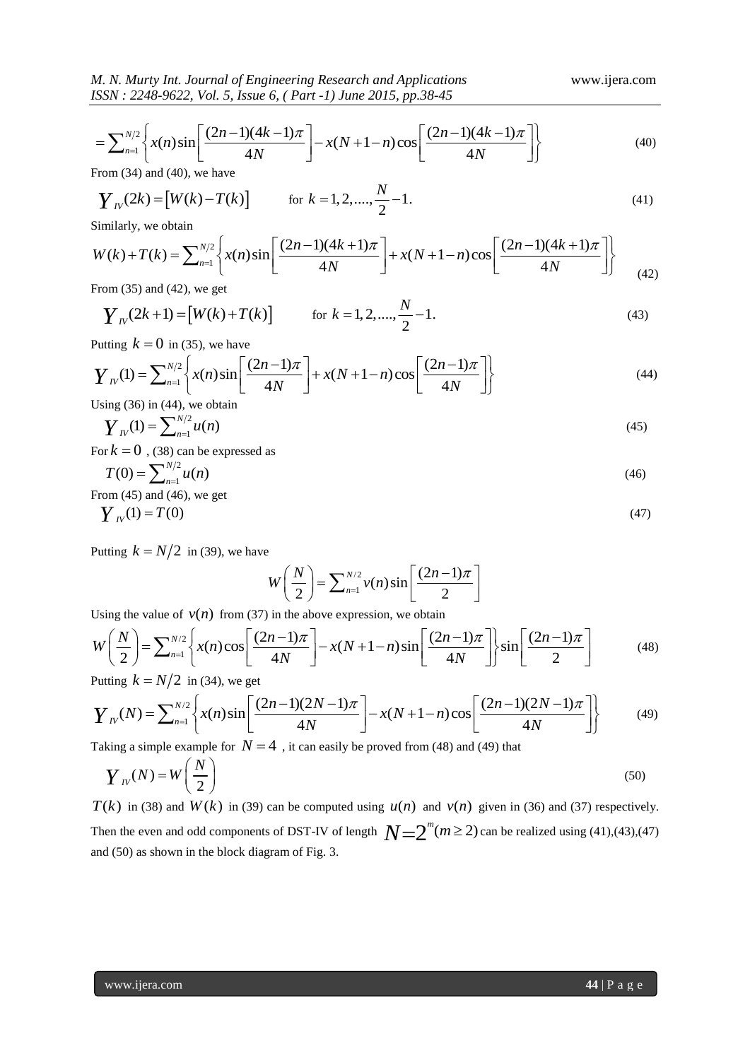$$= \sum_{n=1}^{N/2} \left\{ x(n) \sin\left[\frac{(2n-1)(4k-1)\pi}{4N}\right] - x(N+1-n) \cos\left[\frac{(2n-1)(4k-1)\pi}{4N}\right] \right\} \tag{40}$$

From (34) and (40), we have

$$Y_{IV}(2k) = \left[W(k) - T(k)\right] \qquad \text{for } k = 1, 2, ...., \frac{N}{2} - 1. \tag{41}$$

Similarly, we obtain

$$W(k) + T(k) = \sum_{n=1}^{N/2} \left\{ x(n) \sin\left[\frac{(2n-1)(4k+1)\pi}{4N}\right] + x(N+1-n) \cos\left[\frac{(2n-1)(4k+1)\pi}{4N}\right] \right\} \tag{42}$$

From (35) and (42), we get

$$Y_{IV}(2k+1) = \left[W(k) + T(k)\right] \qquad \text{for } k = 1, 2, ...., \frac{N}{2} - 1. \tag{43}$$

Putting $k = 0$ in (35), we have

$$Y_{IV}(1) = \sum_{n=1}^{N/2} \left\{ x(n) \sin\left[\frac{(2n-1)\pi}{4N}\right] + x(N+1-n) \cos\left[\frac{(2n-1)\pi}{4N}\right] \right\} \tag{44}$$

Using (36) in (44), we obtain

$$Y_{IV}(1) = \sum_{n=1}^{N/2} u(n) \tag{45}$$

For $k = 0$ , (38) can be expressed as

$$T(0) = \sum_{n=1}^{N/2} u(n) \tag{46}$$

From (45) and (46), we get

$$Y_{IV}(1) = T(0) \tag{47}$$

Putting $k = N/2$ in (39), we have

$$W\left(\frac{N}{2}\right) = \sum_{n=1}^{N/2} v(n) \sin\left[\frac{(2n-1)\pi}{2}\right]$$

Using the value of $v(n)$ from (37) in the above expression, we obtain

$$W\left(\frac{N}{2}\right) = \sum_{n=1}^{N/2} \left\{ x(n) \cos\left[\frac{(2n-1)\pi}{4N}\right] - x(N+1-n) \sin\left[\frac{(2n-1)\pi}{4N}\right] \right\} \sin\left[\frac{(2n-1)\pi}{2}\right] \tag{48}$$

Putting $k = N/2$ in (34), we get

$$Y_{IV}(N) = \sum_{n=1}^{N/2} \left\{ x(n) \sin\left[\frac{(2n-1)(2N-1)\pi}{4N}\right] - x(N+1-n) \cos\left[\frac{(2n-1)(2N-1)\pi}{4N}\right] \right\} \tag{49}$$

Taking a simple example for $N = 4$ , it can easily be proved from (48) and (49) that

$$Y_{IV}(N) = W\left(\frac{N}{2}\right) \tag{50}$$

$T(k)$ in (38) and $W(k)$ in (39) can be computed using $u(n)$ and $v(n)$ given in (36) and (37) respectively. Then the even and odd components of DST-IV of length $N = 2^m (m \geq 2)$ can be realized using (41),(43),(47) and (50) as shown in the block diagram of Fig. 3.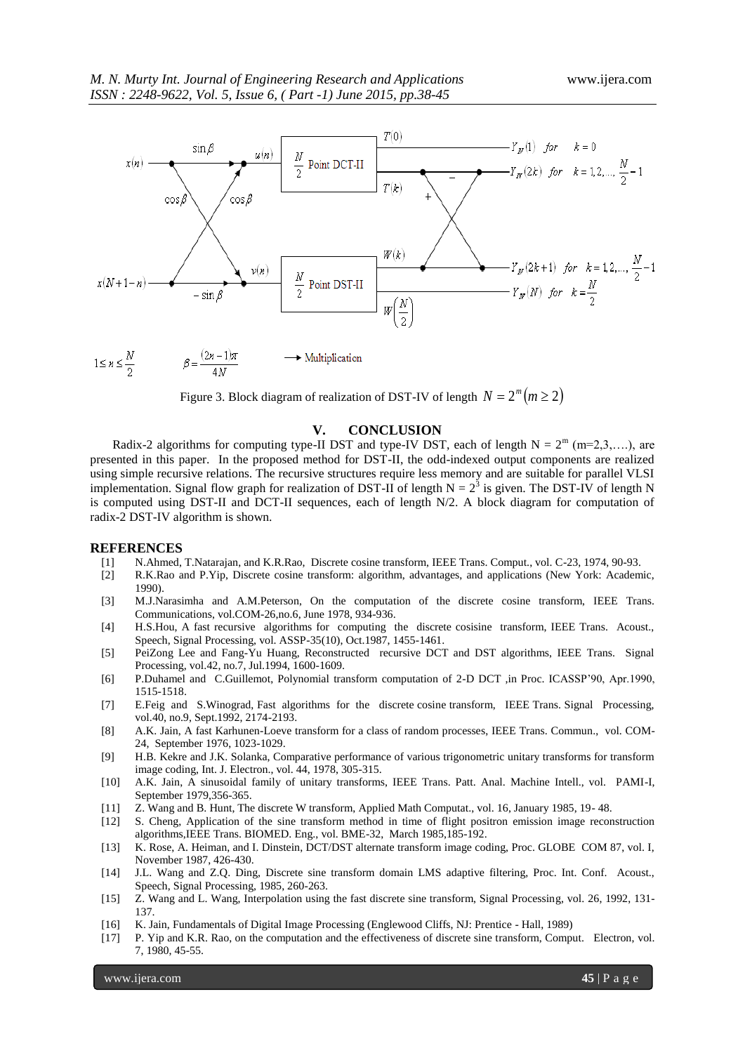$T(0)$

$x(n)$ $\sin\beta$ $u(n)$ $\frac{N}{2}$ Point DCT-II $Y_{IV}(1)$ for $k=0$

$-$ $Y_{IV}(2k)$ for $k=1,2,...,\frac{N}{2}-1$

$\cos\beta$ $\cos\beta$ $T(k)$ $+$

$W(k)$

$x(N+1-n)$ $-\sin\beta$ $v(n)$ $\frac{N}{2}$ Point DST-II $Y_{IV}(2k+1)$ for $k=1,2,...,\frac{N}{2}-1$

$Y_{IV}(N)$ for $k=\frac{N}{2}$

$W\left(\frac{N}{2}\right)$

$1 \le n \le \frac{N}{2}$ $\beta = \frac{(2n-1)\pi}{4N}$ → Multiplication

Figure 3. Block diagram of realization of DST-IV of length $N = 2^m (m \ge 2)$

## V. CONCLUSION

Radix-2 algorithms for computing type-II DST and type-IV DST, each of length $N = 2^m$ (m=2,3,….), are presented in this paper. In the proposed method for DST-II, the odd-indexed output components are realized using simple recursive relations. The recursive structures require less memory and are suitable for parallel VLSI implementation. Signal flow graph for realization of DST-II of length $N = 2^3$ is given. The DST-IV of length N is computed using DST-II and DCT-II sequences, each of length N/2. A block diagram for computation of radix-2 DST-IV algorithm is shown.

## REFERENCES

[1] N.Ahmed, T.Natarajan, and K.R.Rao, Discrete cosine transform, IEEE Trans. Comput., vol. C-23, 1974, 90-93.

[2] R.K.Rao and P.Yip, Discrete cosine transform: algorithm, advantages, and applications (New York: Academic, 1990).

[3] M.J.Narasimha and A.M.Peterson, On the computation of the discrete cosine transform, IEEE Trans. Communications, vol.COM-26,no.6, June 1978, 934-936.

[4] H.S.Hou, A fast recursive algorithms for computing the discrete cosisine transform, IEEE Trans. Acoust., Speech, Signal Processing, vol. ASSP-35(10), Oct.1987, 1455-1461.

[5] PeiZong Lee and Fang-Yu Huang, Reconstructed recursive DCT and DST algorithms, IEEE Trans. Signal Processing, vol.42, no.7, Jul.1994, 1600-1609.

[6] P.Duhamel and C.Guillemot, Polynomial transform computation of 2-D DCT ,in Proc. ICASSP'90, Apr.1990, 1515-1518.

[7] E.Feig and S.Winograd, Fast algorithms for the discrete cosine transform, IEEE Trans. Signal Processing, vol.40, no.9, Sept.1992, 2174-2193.

[8] A.K. Jain, A fast Karhunen-Loeve transform for a class of random processes, IEEE Trans. Commun., vol. COM-24, September 1976, 1023-1029.

[9] H.B. Kekre and J.K. Solanka, Comparative performance of various trigonometric unitary transforms for transform image coding, Int. J. Electron., vol. 44, 1978, 305-315.

[10] A.K. Jain, A sinusoidal family of unitary transforms, IEEE Trans. Patt. Anal. Machine Intell., vol. PAMI-I, September 1979,356-365.

[11] Z. Wang and B. Hunt, The discrete W transform, Applied Math Computat., vol. 16, January 1985, 19- 48.

[12] S. Cheng, Application of the sine transform method in time of flight positron emission image reconstruction algorithms,IEEE Trans. BIOMED. Eng., vol. BME-32, March 1985,185-192.

[13] K. Rose, A. Heiman, and I. Dinstein, DCT/DST alternate transform image coding, Proc. GLOBE COM 87, vol. I, November 1987, 426-430.

[14] J.L. Wang and Z.Q. Ding, Discrete sine transform domain LMS adaptive filtering, Proc. Int. Conf. Acoust., Speech, Signal Processing, 1985, 260-263.

[15] Z. Wang and L. Wang, Interpolation using the fast discrete sine transform, Signal Processing, vol. 26, 1992, 131-137.

[16] K. Jain, Fundamentals of Digital Image Processing (Englewood Cliffs, NJ: Prentice - Hall, 1989)

[17] P. Yip and K.R. Rao, on the computation and the effectiveness of discrete sine transform, Comput. Electron, vol. 7, 1980, 45-55.